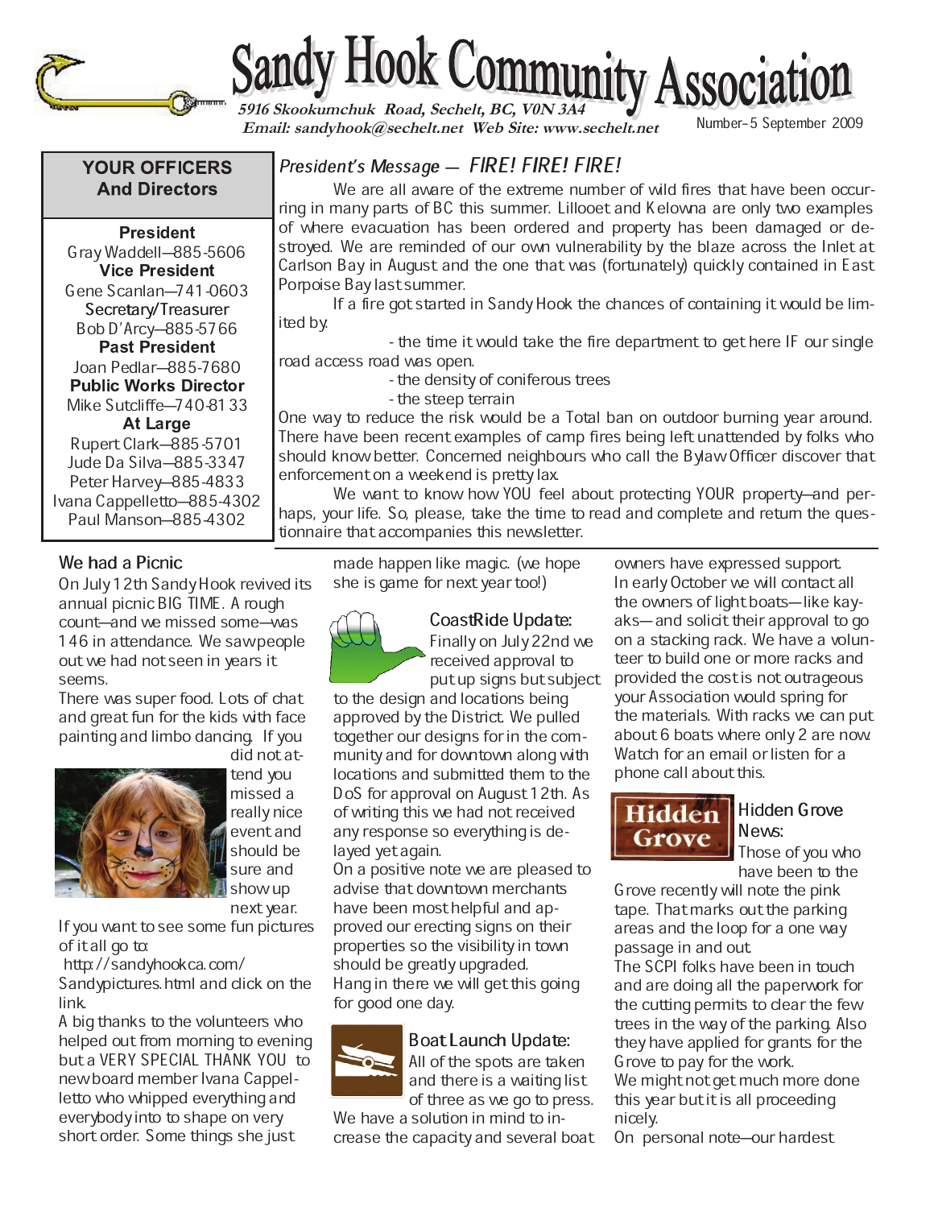# Sandy Hook Community Association

*5916 Skookumchuk Road, Sechelt, BC, V0N 3A4*
*Email: sandyhook@sechelt.net Web Site: www.sechelt.net*

Number- 5 September 2009

## YOUR OFFICERS And Directors

**President**
Gray Waddell—885-5606
**Vice President**
Gene Scanlan—741-0603
**Secretary/Treasurer**
Bob D'Arcy—885-5766
**Past President**
Joan Pedlar—885-7680
**Public Works Director**
Mike Sutcliffe—740-8133
**At Large**
Rupert Clark—885-5701
Jude Da Silva—885-3347
Peter Harvey—885-4833
Ivana Cappelletto—885-4302
Paul Manson—885-4302

## *President's Message — FIRE! FIRE! FIRE!*

We are all aware of the extreme number of wild fires that have been occurring in many parts of BC this summer. Lillooet and Kelowna are only two examples of where evacuation has been ordered and property has been damaged or destroyed. We are reminded of our own vulnerability by the blaze across the Inlet at Carlson Bay in August and the one that was (fortunately) quickly contained in East Porpoise Bay last summer.

If a fire got started in Sandy Hook the chances of containing it would be limited by:

- the time it would take the fire department to get here IF our single road access road was open.
- the density of coniferous trees
- the steep terrain

One way to reduce the risk would be a Total ban on outdoor burning year around. There have been recent examples of camp fires being left unattended by folks who should know better. Concerned neighbours who call the Bylaw Officer discover that enforcement on a weekend is pretty lax.

We want to know how YOU feel about protecting YOUR property—and perhaps, your life. So, please, take the time to read and complete and return the questionnaire that accompanies this newsletter.

## We had a Picnic

On July 12th Sandy Hook revived its annual picnic BIG TIME. A rough count—and we missed some—was 146 in attendance. We saw people out we had not seen in years it seems.

There was super food. Lots of chat and great fun for the kids with face painting and limbo dancing. If you did not attend you missed a really nice event and should be sure and show up next year.

If you want to see some fun pictures of it all go to:
http://sandyhookca.com/Sandypictures.html and click on the link.

A big thanks to the volunteers who helped out from morning to evening but a VERY SPECIAL THANK YOU to new board member Ivana Cappelletto who whipped everything and everybody into to shape on very short order. Some things she just made happen like magic. (we hope she is game for next year too!)

## CoastRide Update:

Finally on July 22nd we received approval to put up signs but subject to the design and locations being approved by the District. We pulled together our designs for in the community and for downtown along with locations and submitted them to the DoS for approval on August 12th. As of writing this we had not received any response so everything is delayed yet again.

On a positive note we are pleased to advise that downtown merchants have been most helpful and approved our erecting signs on their properties so the visibility in town should be greatly upgraded.

Hang in there we will get this going for good one day.

## Boat Launch Update:

All of the spots are taken and there is a waiting list of three as we go to press.

We have a solution in mind to increase the capacity and several boat owners have expressed support.

In early October we will contact all the owners of light boats—like kayaks—and solicit their approval to go on a stacking rack. We have a volunteer to build one or more racks and provided the cost is not outrageous your Association would spring for the materials. With racks we can put about 6 boats where only 2 are now. Watch for an email or listen for a phone call about this.

## Hidden Grove News:

Those of you who have been to the Grove recently will note the pink tape. That marks out the parking areas and the loop for a one way passage in and out.

The SCPI folks have been in touch and are doing all the paperwork for the cutting permits to clear the few trees in the way of the parking. Also they have applied for grants for the Grove to pay for the work.

We might not get much more done this year but it is all proceeding nicely.

On personal note—our hardest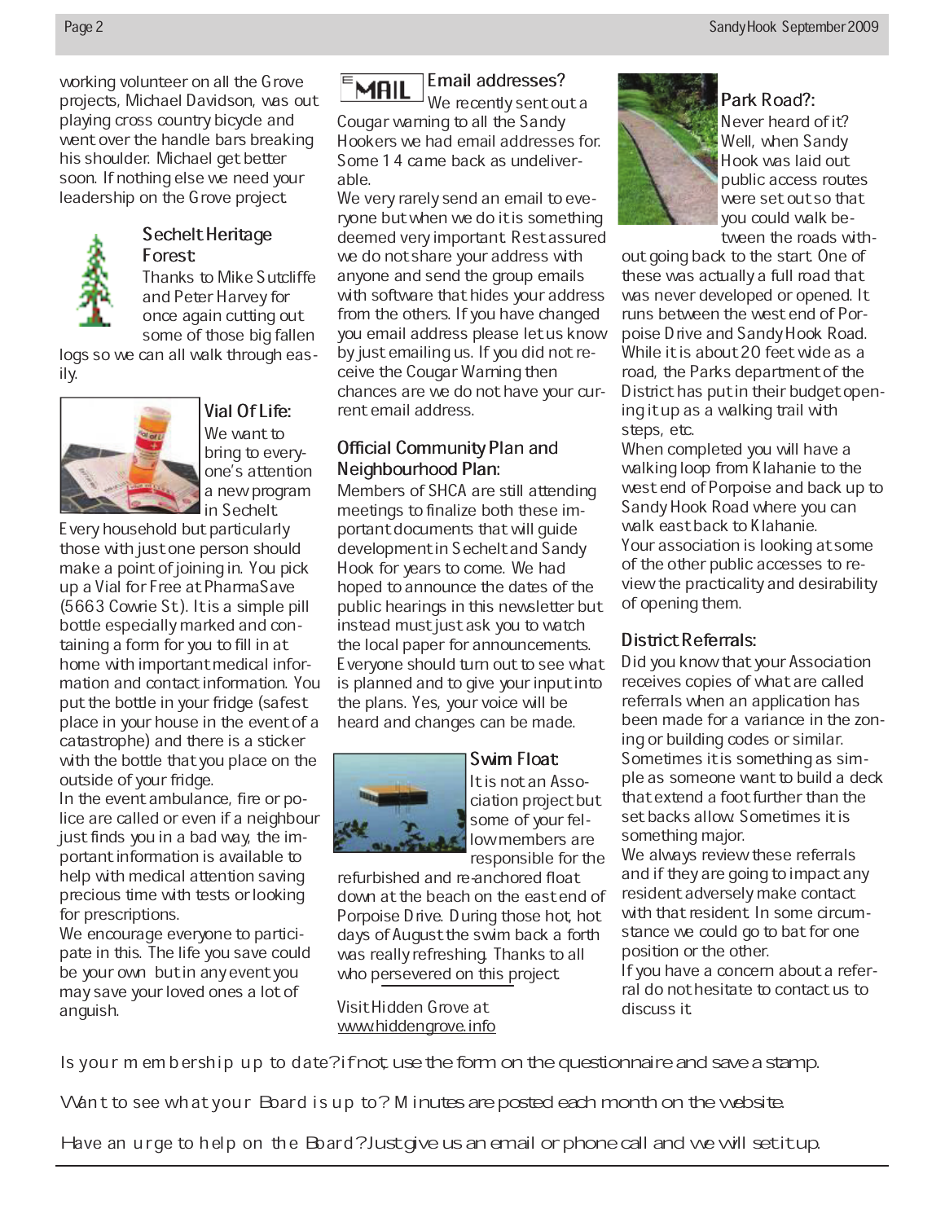working volunteer on all the Grove projects, Michael Davidson, was out playing cross country bicycle and went over the handle bars breaking his shoulder. Michael get better soon. If nothing else we need your leadership on the Grove project.

### Sechelt Heritage Forest:

Thanks to Mike Sutcliffe and Peter Harvey for once again cutting out some of those big fallen logs so we can all walk through easily.

### Vial Of Life:

We want to bring to everyone's attention a new program in Sechelt.

Every household but particularly those with just one person should make a point of joining in. You pick up a Vial for Free at PharmaSave (5663 Cowrie St). It is a simple pill bottle especially marked and containing a form for you to fill in at home with important medical information and contact information. You put the bottle in your fridge (safest place in your house in the event of a catastrophe) and there is a sticker with the bottle that you place on the outside of your fridge.

In the event ambulance, fire or police are called or even if a neighbour just finds you in a bad way, the important information is available to help with medical attention saving precious time with tests or looking for prescriptions.

We encourage everyone to participate in this. The life you save could be your own but in any event you may save your loved ones a lot of anguish.

### Email addresses?

We recently sent out a Cougar warning to all the Sandy Hookers we had email addresses for. Some 14 came back as undeliverable.

We very rarely send an email to everyone but when we do it is something deemed very important. Rest assured we do not share your address with anyone and send the group emails with software that hides your address from the others. If you have changed you email address please let us know by just emailing us. If you did not receive the Cougar Warning then chances are we do not have your current email address.

### Official Community Plan and Neighbourhood Plan:

Members of SHCA are still attending meetings to finalize both these important documents that will guide development in Sechelt and Sandy Hook for years to come. We had hoped to announce the dates of the public hearings in this newsletter but instead must just ask you to watch the local paper for announcements. Everyone should turn out to see what is planned and to give your input into the plans. Yes, your voice will be heard and changes can be made.

### Swim Float:

It is not an Association project but some of your fellow members are responsible for the refurbished and re-anchored float down at the beach on the east end of Porpoise Drive. During those hot, hot days of August the swim back a forth was really refreshing. Thanks to all who persevered on this project.

Visit Hidden Grove at www.hiddengrove.info

### Park Road?:

Never heard of it? Well, when Sandy Hook was laid out public access routes were set out so that you could walk between the roads without going back to the start. One of these was actually a full road that was never developed or opened. It runs between the west end of Porpoise Drive and Sandy Hook Road. While it is about 20 feet wide as a road, the Parks department of the District has put in their budget opening it up as a walking trail with steps, etc.

When completed you will have a walking loop from Klahanie to the west end of Porpoise and back up to Sandy Hook Road where you can walk east back to Klahanie.

Your association is looking at some of the other public accesses to review the practicality and desirability of opening them.

### District Referrals:

Did you know that your Association receives copies of what are called referrals when an application has been made for a variance in the zoning or building codes or similar. Sometimes it is something as simple as someone want to build a deck that extend a foot further than the set backs allow. Sometimes it is something major.

We always review these referrals and if they are going to impact any resident adversely make contact with that resident. In some circumstance we could go to bat for one position or the other.

If you have a concern about a referral do not hesitate to contact us to discuss it.

Is your membership up to date? if not, use the form on the questionnaire and save a stamp.

Want to see what your Board is up to? Minutes are posted each month on the website.

Have an urge to help on the Board? Just give us an email or phone call and we will set it up.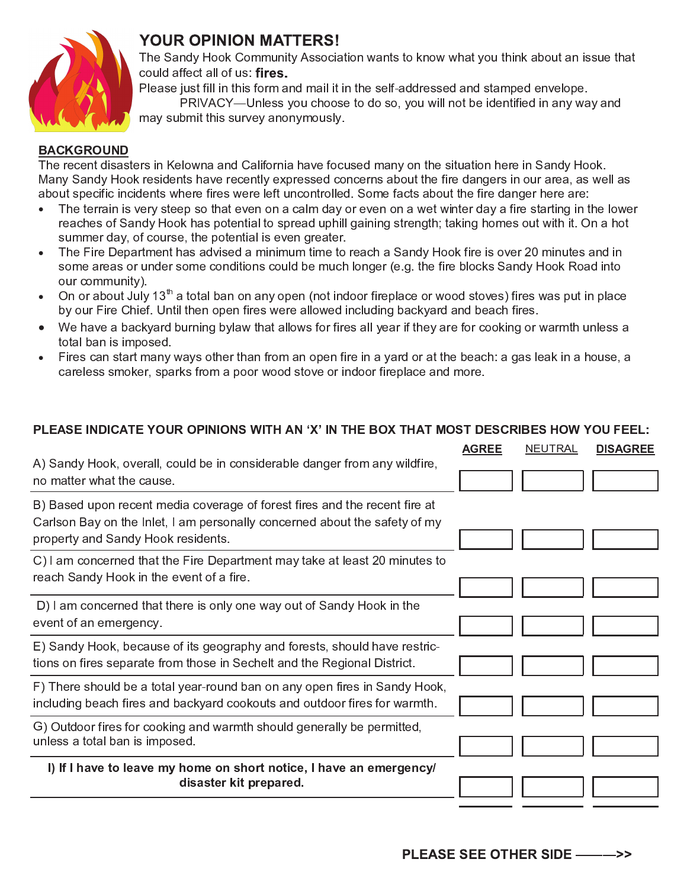## YOUR OPINION MATTERS!

The Sandy Hook Community Association wants to know what you think about an issue that could affect all of us: **fires.**

Please just fill in this form and mail it in the self-addressed and stamped envelope.

PRIVACY—Unless you choose to do so, you will not be identified in any way and may submit this survey anonymously.

### BACKGROUND

The recent disasters in Kelowna and California have focused many on the situation here in Sandy Hook. Many Sandy Hook residents have recently expressed concerns about the fire dangers in our area, as well as about specific incidents where fires were left uncontrolled. Some facts about the fire danger here are:

- The terrain is very steep so that even on a calm day or even on a wet winter day a fire starting in the lower reaches of Sandy Hook has potential to spread uphill gaining strength; taking homes out with it. On a hot summer day, of course, the potential is even greater.
- The Fire Department has advised a minimum time to reach a Sandy Hook fire is over 20 minutes and in some areas or under some conditions could be much longer (e.g. the fire blocks Sandy Hook Road into our community).
- On or about July 13th a total ban on any open (not indoor fireplace or wood stoves) fires was put in place by our Fire Chief. Until then open fires were allowed including backyard and beach fires.
- We have a backyard burning bylaw that allows for fires all year if they are for cooking or warmth unless a total ban is imposed.
- Fires can start many ways other than from an open fire in a yard or at the beach: a gas leak in a house, a careless smoker, sparks from a poor wood stove or indoor fireplace and more.

**PLEASE INDICATE YOUR OPINIONS WITH AN 'X' IN THE BOX THAT MOST DESCRIBES HOW YOU FEEL:**

| | AGREE | NEUTRAL | DISAGREE |
|---|---|---|---|
| A) Sandy Hook, overall, could be in considerable danger from any wildfire, no matter what the cause. | | | |
| B) Based upon recent media coverage of forest fires and the recent fire at Carlson Bay on the Inlet, I am personally concerned about the safety of my property and Sandy Hook residents. | | | |
| C) I am concerned that the Fire Department may take at least 20 minutes to reach Sandy Hook in the event of a fire. | | | |
| D) I am concerned that there is only one way out of Sandy Hook in the event of an emergency. | | | |
| E) Sandy Hook, because of its geography and forests, should have restrictions on fires separate from those in Sechelt and the Regional District. | | | |
| F) There should be a total year-round ban on any open fires in Sandy Hook, including beach fires and backyard cookouts and outdoor fires for warmth. | | | |
| G) Outdoor fires for cooking and warmth should generally be permitted, unless a total ban is imposed. | | | |
| **I) If I have to leave my home on short notice, I have an emergency/ disaster kit prepared.** | | | |

**PLEASE SEE OTHER SIDE ——>>**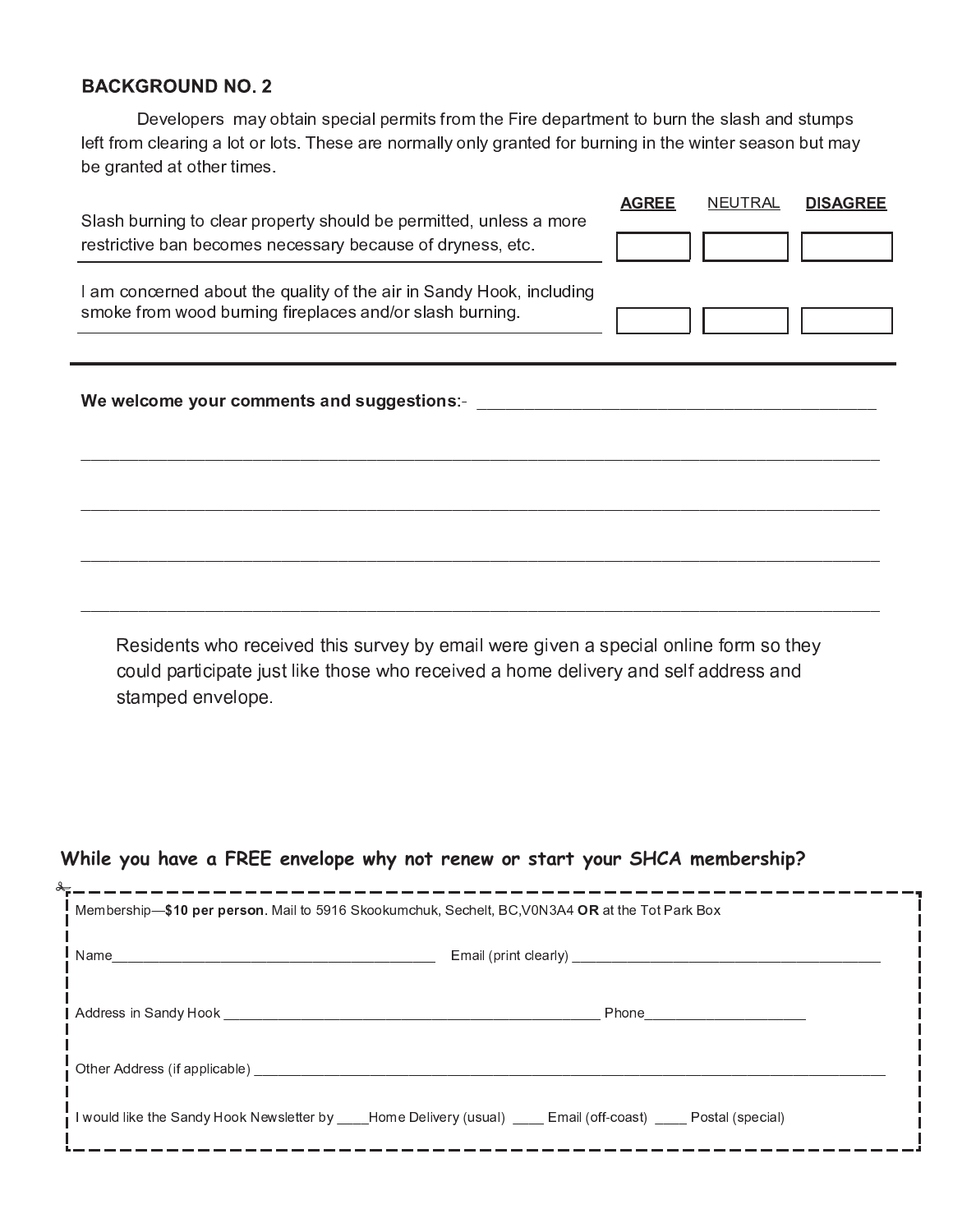## BACKGROUND NO. 2

Developers may obtain special permits from the Fire department to burn the slash and stumps left from clearing a lot or lots. These are normally only granted for burning in the winter season but may be granted at other times.

| | AGREE | NEUTRAL | DISAGREE |
|---|---|---|---|
| Slash burning to clear property should be permitted, unless a more restrictive ban becomes necessary because of dryness, etc. | | | |
| I am concerned about the quality of the air in Sandy Hook, including smoke from wood burning fireplaces and/or slash burning. | | | |

**We welcome your comments and suggestions**:- ____________________________________________

_______________________________________________________________________________

_______________________________________________________________________________

_______________________________________________________________________________

_______________________________________________________________________________

Residents who received this survey by email were given a special online form so they could participate just like those who received a home delivery and self address and stamped envelope.

**While you have a FREE envelope why not renew or start your SHCA membership?**

Membership—**$10 per person.** Mail to 5916 Skookumchuk, Sechelt, BC,V0N3A4 **OR** at the Tot Park Box

Name__________________________________________ Email (print clearly) ________________________________________

Address in Sandy Hook _________________________________________________ Phone____________________

Other Address (if applicable) ___________________________________________________________________________

I would like the Sandy Hook Newsletter by ____Home Delivery (usual) ____ Email (off-coast) ____ Postal (special)